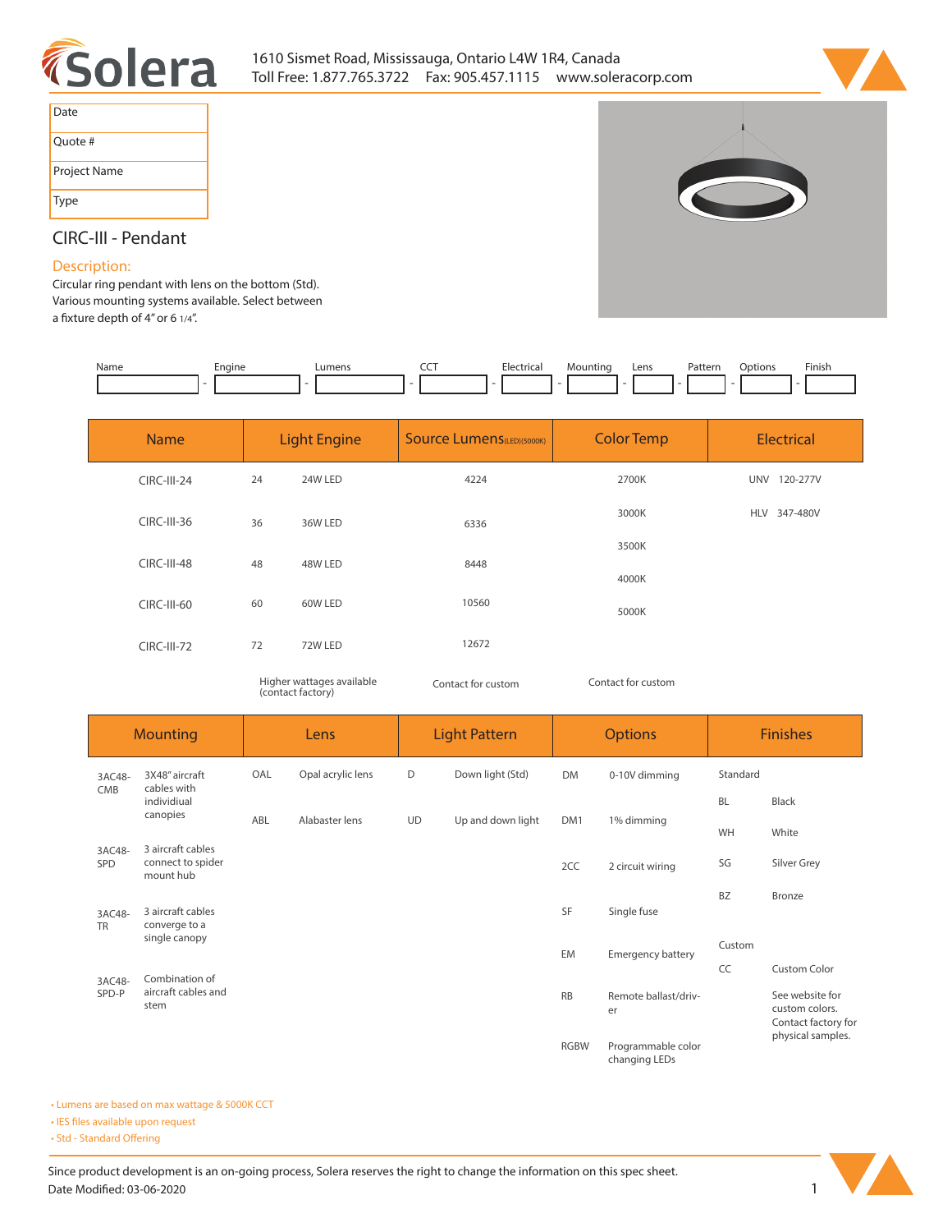1610 Sismet Road, Mississauga, Ontario L4W 1R4, Canada
Toll Free: 1.877.765.3722 Fax: 905.457.1115 www.soleracorp.com

| Date | |
|---|---|
| Quote # | |
| Project Name | |
| Type | |

## CIRC-III - Pendant

### Description:

Circular ring pendant with lens on the bottom (Std).
Various mounting systems available. Select between a fixture depth of 4" or 6 1/4".

| Name | Engine | Lumens | CCT | Electrical | Mounting | Lens | Pattern | Options | Finish |
|---|---|---|---|---|---|---|---|---|---|
| | | | | | | | | | |

| Name | Light Engine | | Source Lumens(LED)(5000K) | Color Temp | Electrical | |
|---|---|---|---|---|---|---|
| CIRC-III-24 | 24 | 24W LED | 4224 | 2700K | UNV | 120-277V |
| CIRC-III-36 | 36 | 36W LED | 6336 | 3000K | HLV | 347-480V |
| CIRC-III-48 | 48 | 48W LED | 8448 | 3500K | | |
| CIRC-III-60 | 60 | 60W LED | 10560 | 4000K | | |
| CIRC-III-72 | 72 | 72W LED | 12672 | 5000K | | |
| | Higher wattages available (contact factory) | | Contact for custom | Contact for custom | | |

| Mounting | | Lens | | Light Pattern | | Options | | Finishes | |
|---|---|---|---|---|---|---|---|---|---|
| 3AC48-CMB | 3X48" aircraft cables with individiual canopies | OAL | Opal acrylic lens | D | Down light (Std) | DM | 0-10V dimming | Standard | |
| 3AC48-SPD | 3 aircraft cables connect to spider mount hub | ABL | Alabaster lens | UD | Up and down light | DM1 | 1% dimming | BL | Black |
| 3AC48-TR | 3 aircraft cables converge to a single canopy | | | | | 2CC | 2 circuit wiring | WH | White |
| 3AC48-SPD-P | Combination of aircraft cables and stem | | | | | SF | Single fuse | SG | Silver Grey |
| | | | | | | EM | Emergency battery | BZ | Bronze |
| | | | | | | RB | Remote ballast/driver | Custom | |
| | | | | | | RGBW | Programmable color changing LEDs | CC | Custom Color |
| | | | | | | | | | See website for custom colors. Contact factory for physical samples. |

- Lumens are based on max wattage & 5000K CCT
- IES files available upon request
- Std - Standard Offering

Since product development is an on-going process, Solera reserves the right to change the information on this spec sheet.
Date Modified: 03-06-2020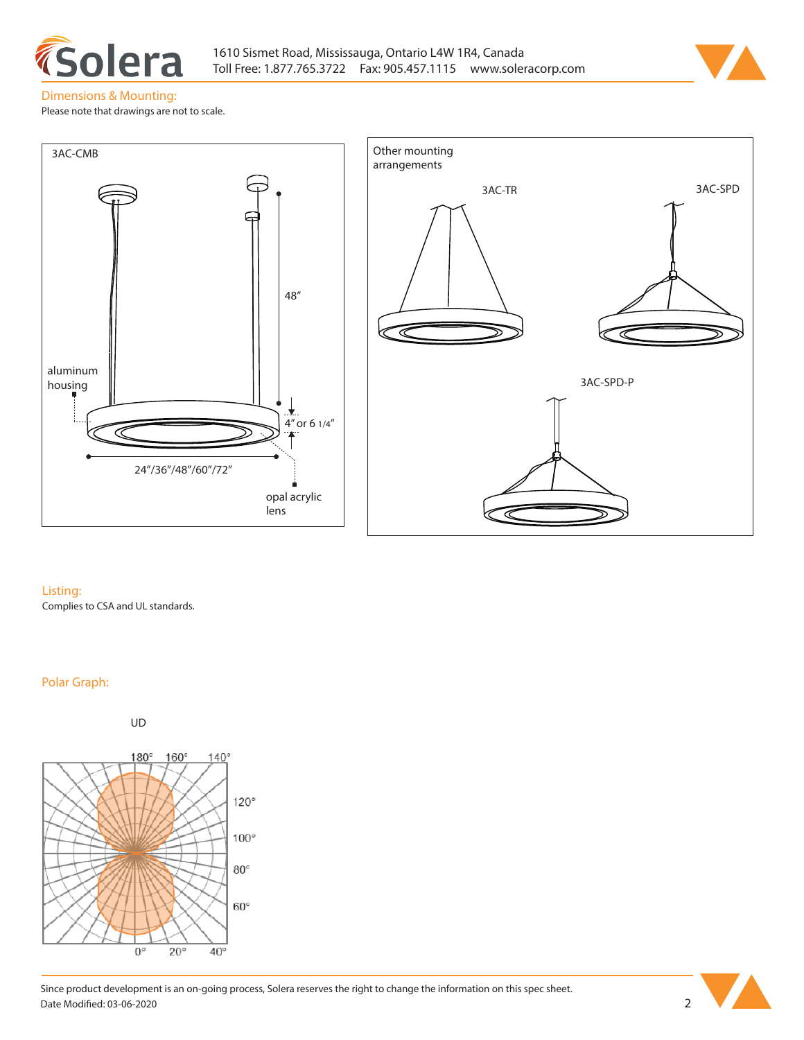1610 Sismet Road, Mississauga, Ontario L4W 1R4, Canada
Toll Free: 1.877.765.3722 Fax: 905.457.1115 www.soleracorp.com

## Dimensions & Mounting:

Please note that drawings are not to scale.

3AC-CMB

48″

aluminum housing

4″ or 6 1/4″

24″/36″/48″/60″/72″

opal acrylic lens

Other mounting arrangements

3AC-TR

3AC-SPD

3AC-SPD-P

## Listing:

Complies to CSA and UL standards.

## Polar Graph:

UD

180° 160° 140°

120°

100°

80°

60°

0° 20° 40°

Since product development is an on-going process, Solera reserves the right to change the information on this spec sheet.
Date Modified: 03-06-2020